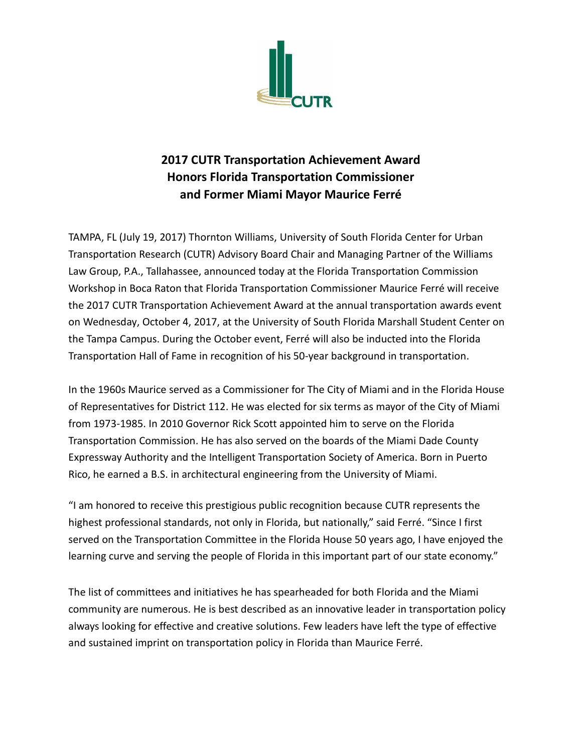CUTR

# 2017 CUTR Transportation Achievement Award Honors Florida Transportation Commissioner and Former Miami Mayor Maurice Ferré

TAMPA, FL (July 19, 2017) Thornton Williams, University of South Florida Center for Urban Transportation Research (CUTR) Advisory Board Chair and Managing Partner of the Williams Law Group, P.A., Tallahassee, announced today at the Florida Transportation Commission Workshop in Boca Raton that Florida Transportation Commissioner Maurice Ferré will receive the 2017 CUTR Transportation Achievement Award at the annual transportation awards event on Wednesday, October 4, 2017, at the University of South Florida Marshall Student Center on the Tampa Campus. During the October event, Ferré will also be inducted into the Florida Transportation Hall of Fame in recognition of his 50-year background in transportation.

In the 1960s Maurice served as a Commissioner for The City of Miami and in the Florida House of Representatives for District 112. He was elected for six terms as mayor of the City of Miami from 1973-1985. In 2010 Governor Rick Scott appointed him to serve on the Florida Transportation Commission. He has also served on the boards of the Miami Dade County Expressway Authority and the Intelligent Transportation Society of America. Born in Puerto Rico, he earned a B.S. in architectural engineering from the University of Miami.

"I am honored to receive this prestigious public recognition because CUTR represents the highest professional standards, not only in Florida, but nationally," said Ferré. "Since I first served on the Transportation Committee in the Florida House 50 years ago, I have enjoyed the learning curve and serving the people of Florida in this important part of our state economy."

The list of committees and initiatives he has spearheaded for both Florida and the Miami community are numerous. He is best described as an innovative leader in transportation policy always looking for effective and creative solutions. Few leaders have left the type of effective and sustained imprint on transportation policy in Florida than Maurice Ferré.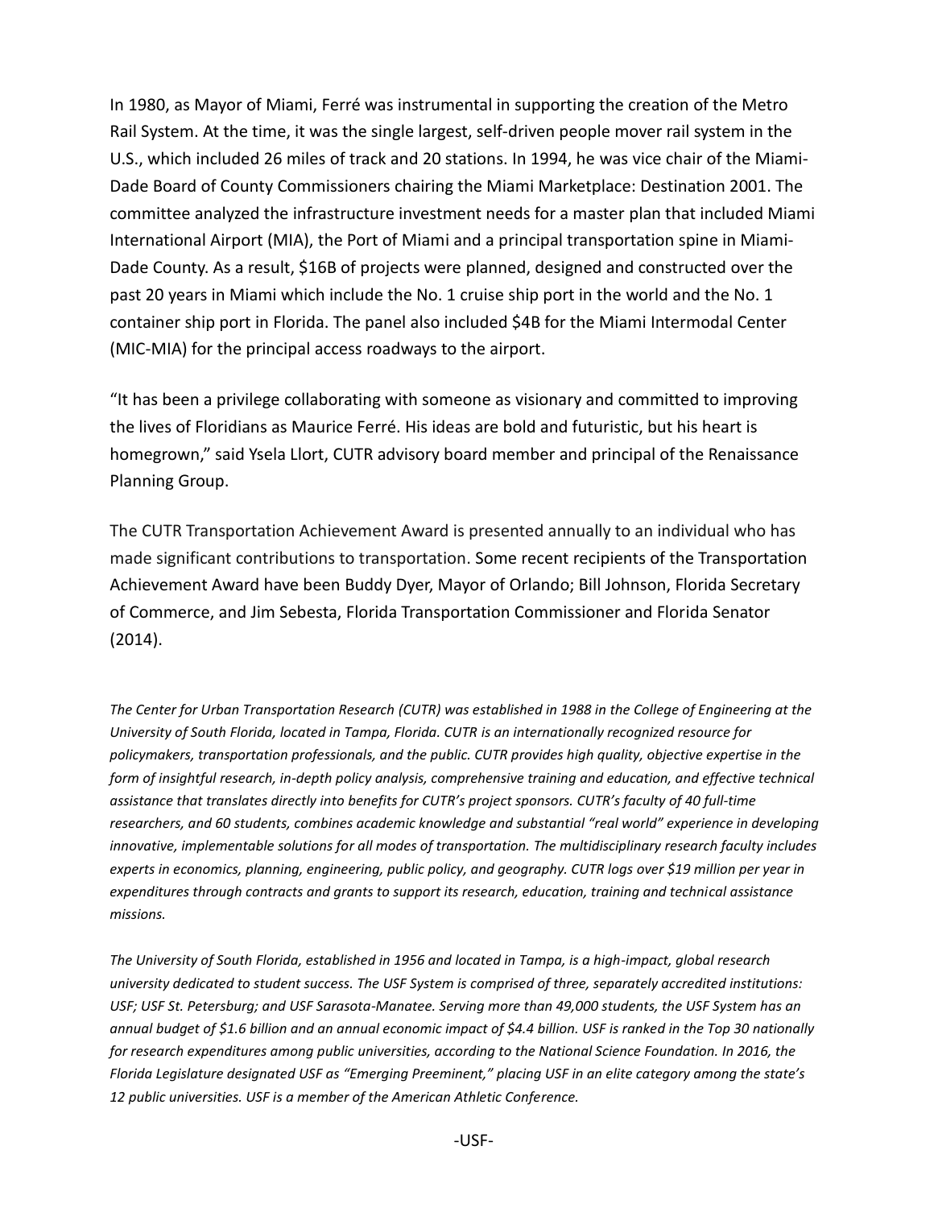In 1980, as Mayor of Miami, Ferré was instrumental in supporting the creation of the Metro Rail System. At the time, it was the single largest, self-driven people mover rail system in the U.S., which included 26 miles of track and 20 stations. In 1994, he was vice chair of the Miami-Dade Board of County Commissioners chairing the Miami Marketplace: Destination 2001. The committee analyzed the infrastructure investment needs for a master plan that included Miami International Airport (MIA), the Port of Miami and a principal transportation spine in Miami-Dade County. As a result, $16B of projects were planned, designed and constructed over the past 20 years in Miami which include the No. 1 cruise ship port in the world and the No. 1 container ship port in Florida. The panel also included $4B for the Miami Intermodal Center (MIC-MIA) for the principal access roadways to the airport.

"It has been a privilege collaborating with someone as visionary and committed to improving the lives of Floridians as Maurice Ferré. His ideas are bold and futuristic, but his heart is homegrown," said Ysela Llort, CUTR advisory board member and principal of the Renaissance Planning Group.

The CUTR Transportation Achievement Award is presented annually to an individual who has made significant contributions to transportation. Some recent recipients of the Transportation Achievement Award have been Buddy Dyer, Mayor of Orlando; Bill Johnson, Florida Secretary of Commerce, and Jim Sebesta, Florida Transportation Commissioner and Florida Senator (2014).

*The Center for Urban Transportation Research (CUTR) was established in 1988 in the College of Engineering at the University of South Florida, located in Tampa, Florida. CUTR is an internationally recognized resource for policymakers, transportation professionals, and the public. CUTR provides high quality, objective expertise in the form of insightful research, in-depth policy analysis, comprehensive training and education, and effective technical assistance that translates directly into benefits for CUTR's project sponsors. CUTR's faculty of 40 full-time researchers, and 60 students, combines academic knowledge and substantial "real world" experience in developing innovative, implementable solutions for all modes of transportation. The multidisciplinary research faculty includes experts in economics, planning, engineering, public policy, and geography. CUTR logs over $19 million per year in expenditures through contracts and grants to support its research, education, training and technical assistance missions.*

*The University of South Florida, established in 1956 and located in Tampa, is a high-impact, global research university dedicated to student success. The USF System is comprised of three, separately accredited institutions: USF; USF St. Petersburg; and USF Sarasota-Manatee. Serving more than 49,000 students, the USF System has an annual budget of $1.6 billion and an annual economic impact of $4.4 billion. USF is ranked in the Top 30 nationally for research expenditures among public universities, according to the National Science Foundation. In 2016, the Florida Legislature designated USF as "Emerging Preeminent," placing USF in an elite category among the state's 12 public universities. USF is a member of the American Athletic Conference.*

-USF-